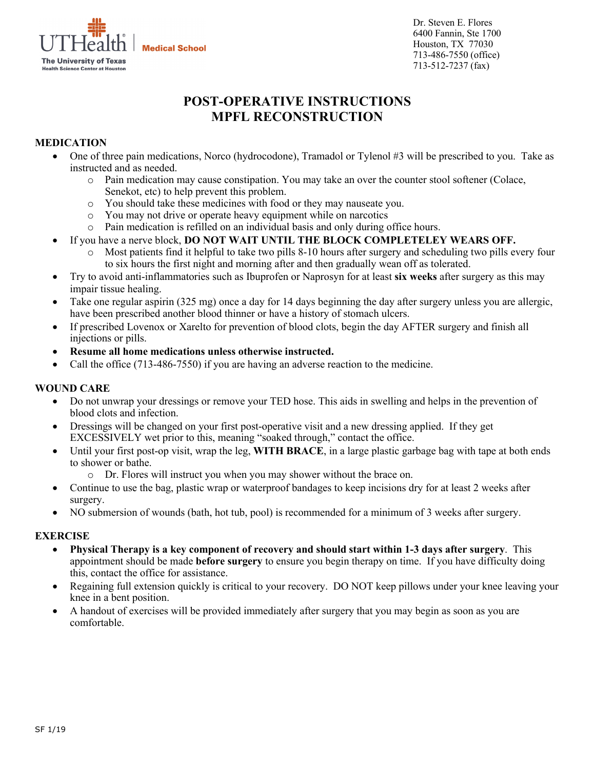UTHealth | Medical School
The University of Texas
Health Science Center at Houston

Dr. Steven E. Flores
6400 Fannin, Ste 1700
Houston, TX 77030
713-486-7550 (office)
713-512-7237 (fax)

# POST-OPERATIVE INSTRUCTIONS
# MPFL RECONSTRUCTION

## MEDICATION

- One of three pain medications, Norco (hydrocodone), Tramadol or Tylenol #3 will be prescribed to you. Take as instructed and as needed.
  - Pain medication may cause constipation. You may take an over the counter stool softener (Colace, Senekot, etc) to help prevent this problem.
  - You should take these medicines with food or they may nauseate you.
  - You may not drive or operate heavy equipment while on narcotics
  - Pain medication is refilled on an individual basis and only during office hours.
- If you have a nerve block, **DO NOT WAIT UNTIL THE BLOCK COMPLETELEY WEARS OFF.**
  - Most patients find it helpful to take two pills 8-10 hours after surgery and scheduling two pills every four to six hours the first night and morning after and then gradually wean off as tolerated.
- Try to avoid anti-inflammatories such as Ibuprofen or Naprosyn for at least **six weeks** after surgery as this may impair tissue healing.
- Take one regular aspirin (325 mg) once a day for 14 days beginning the day after surgery unless you are allergic, have been prescribed another blood thinner or have a history of stomach ulcers.
- If prescribed Lovenox or Xarelto for prevention of blood clots, begin the day AFTER surgery and finish all injections or pills.
- **Resume all home medications unless otherwise instructed.**
- Call the office (713-486-7550) if you are having an adverse reaction to the medicine.

## WOUND CARE

- Do not unwrap your dressings or remove your TED hose. This aids in swelling and helps in the prevention of blood clots and infection.
- Dressings will be changed on your first post-operative visit and a new dressing applied. If they get EXCESSIVELY wet prior to this, meaning "soaked through," contact the office.
- Until your first post-op visit, wrap the leg, **WITH BRACE**, in a large plastic garbage bag with tape at both ends to shower or bathe.
  - Dr. Flores will instruct you when you may shower without the brace on.
- Continue to use the bag, plastic wrap or waterproof bandages to keep incisions dry for at least 2 weeks after surgery.
- NO submersion of wounds (bath, hot tub, pool) is recommended for a minimum of 3 weeks after surgery.

## EXERCISE

- **Physical Therapy is a key component of recovery and should start within 1-3 days after surgery**. This appointment should be made **before surgery** to ensure you begin therapy on time. If you have difficulty doing this, contact the office for assistance.
- Regaining full extension quickly is critical to your recovery. DO NOT keep pillows under your knee leaving your knee in a bent position.
- A handout of exercises will be provided immediately after surgery that you may begin as soon as you are comfortable.

SF 1/19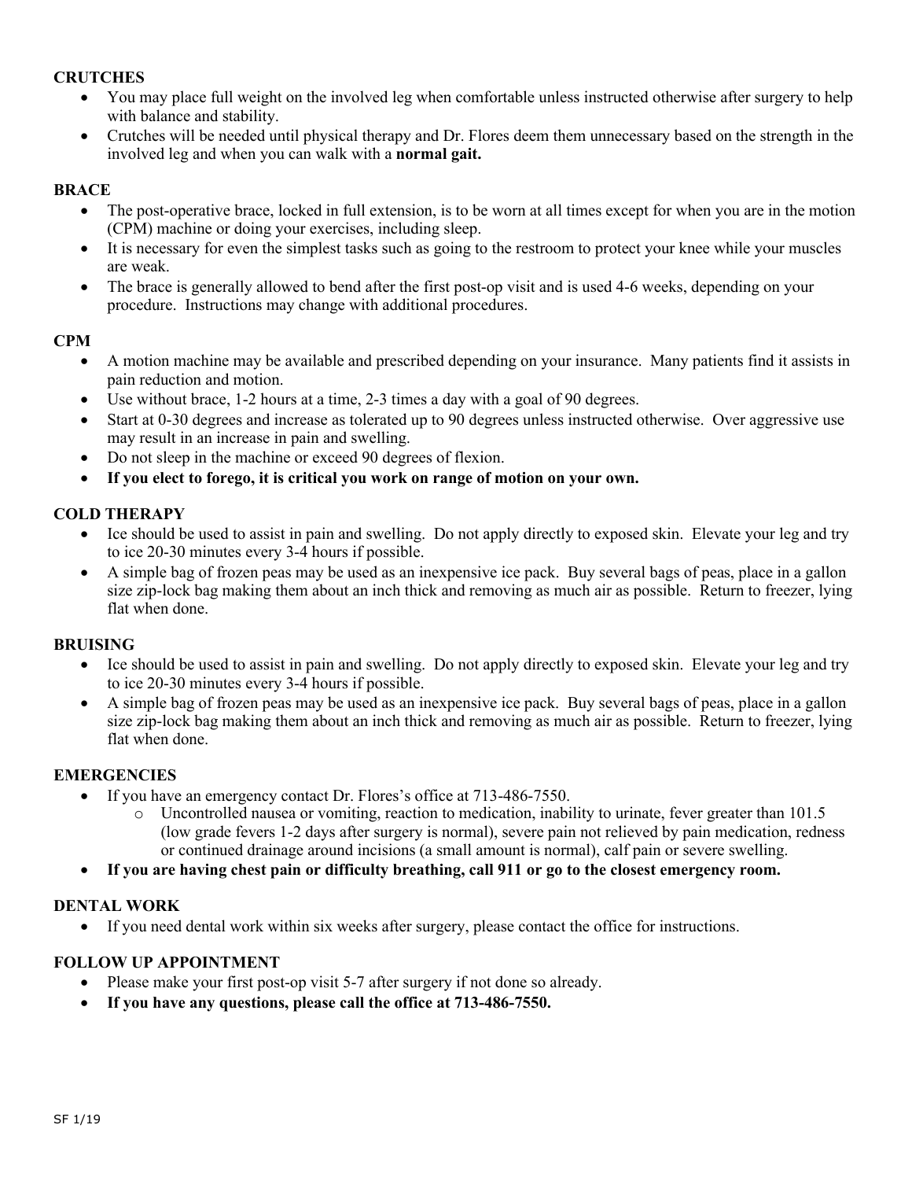## CRUTCHES

- You may place full weight on the involved leg when comfortable unless instructed otherwise after surgery to help with balance and stability.
- Crutches will be needed until physical therapy and Dr. Flores deem them unnecessary based on the strength in the involved leg and when you can walk with a **normal gait.**

## BRACE

- The post-operative brace, locked in full extension, is to be worn at all times except for when you are in the motion (CPM) machine or doing your exercises, including sleep.
- It is necessary for even the simplest tasks such as going to the restroom to protect your knee while your muscles are weak.
- The brace is generally allowed to bend after the first post-op visit and is used 4-6 weeks, depending on your procedure. Instructions may change with additional procedures.

## CPM

- A motion machine may be available and prescribed depending on your insurance. Many patients find it assists in pain reduction and motion.
- Use without brace, 1-2 hours at a time, 2-3 times a day with a goal of 90 degrees.
- Start at 0-30 degrees and increase as tolerated up to 90 degrees unless instructed otherwise. Over aggressive use may result in an increase in pain and swelling.
- Do not sleep in the machine or exceed 90 degrees of flexion.
- **If you elect to forego, it is critical you work on range of motion on your own.**

## COLD THERAPY

- Ice should be used to assist in pain and swelling. Do not apply directly to exposed skin. Elevate your leg and try to ice 20-30 minutes every 3-4 hours if possible.
- A simple bag of frozen peas may be used as an inexpensive ice pack. Buy several bags of peas, place in a gallon size zip-lock bag making them about an inch thick and removing as much air as possible. Return to freezer, lying flat when done.

## BRUISING

- Ice should be used to assist in pain and swelling. Do not apply directly to exposed skin. Elevate your leg and try to ice 20-30 minutes every 3-4 hours if possible.
- A simple bag of frozen peas may be used as an inexpensive ice pack. Buy several bags of peas, place in a gallon size zip-lock bag making them about an inch thick and removing as much air as possible. Return to freezer, lying flat when done.

## EMERGENCIES

- If you have an emergency contact Dr. Flores's office at 713-486-7550.
  - Uncontrolled nausea or vomiting, reaction to medication, inability to urinate, fever greater than 101.5 (low grade fevers 1-2 days after surgery is normal), severe pain not relieved by pain medication, redness or continued drainage around incisions (a small amount is normal), calf pain or severe swelling.
- **If you are having chest pain or difficulty breathing, call 911 or go to the closest emergency room.**

## DENTAL WORK

- If you need dental work within six weeks after surgery, please contact the office for instructions.

## FOLLOW UP APPOINTMENT

- Please make your first post-op visit 5-7 after surgery if not done so already.
- **If you have any questions, please call the office at 713-486-7550.**

SF 1/19